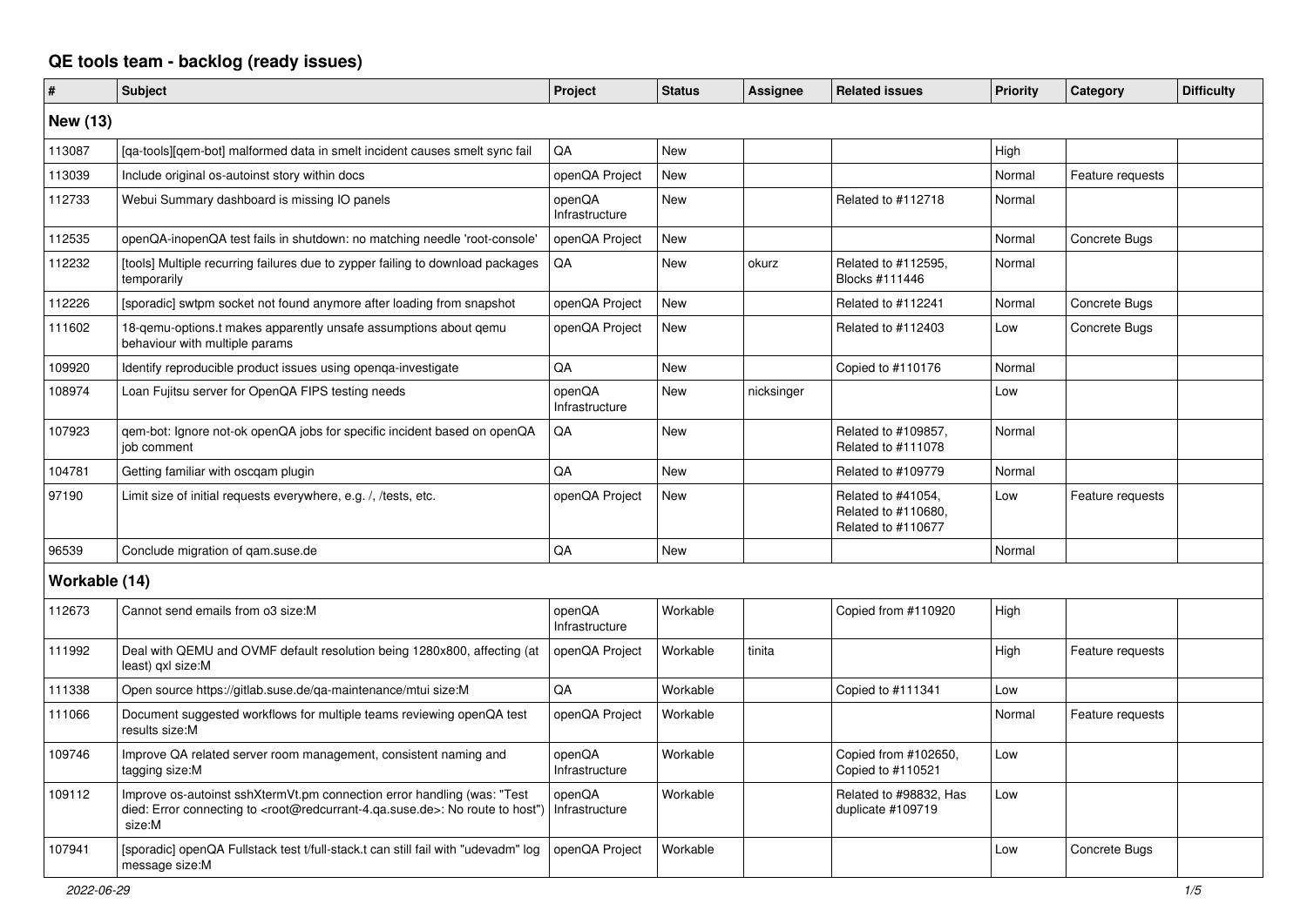# QE tools team - backlog (ready issues)

| # | Subject | Project | Status | Assignee | Related issues | Priority | Category | Difficulty |
|---|---|---|---|---|---|---|---|---|
| **New (13)** | | | | | | | | |
| 113087 | [qa-tools][qem-bot] malformed data in smelt incident causes smelt sync fail | QA | New | | | High | | |
| 113039 | Include original os-autoinst story within docs | openQA Project | New | | | Normal | Feature requests | |
| 112733 | Webui Summary dashboard is missing IO panels | openQA Infrastructure | New | | Related to #112718 | Normal | | |
| 112535 | openQA-inopenQA test fails in shutdown: no matching needle 'root-console' | openQA Project | New | | | Normal | Concrete Bugs | |
| 112232 | [tools] Multiple recurring failures due to zypper failing to download packages temporarily | QA | New | okurz | Related to #112595, Blocks #111446 | Normal | | |
| 112226 | [sporadic] swtpm socket not found anymore after loading from snapshot | openQA Project | New | | Related to #112241 | Normal | Concrete Bugs | |
| 111602 | 18-qemu-options.t makes apparently unsafe assumptions about qemu behaviour with multiple params | openQA Project | New | | Related to #112403 | Low | Concrete Bugs | |
| 109920 | Identify reproducible product issues using openqa-investigate | QA | New | | Copied to #110176 | Normal | | |
| 108974 | Loan Fujitsu server for OpenQA FIPS testing needs | openQA Infrastructure | New | nicksinger | | Low | | |
| 107923 | qem-bot: Ignore not-ok openQA jobs for specific incident based on openQA job comment | QA | New | | Related to #109857, Related to #111078 | Normal | | |
| 104781 | Getting familiar with oscqam plugin | QA | New | | Related to #109779 | Normal | | |
| 97190 | Limit size of initial requests everywhere, e.g. /, /tests, etc. | openQA Project | New | | Related to #41054, Related to #110680, Related to #110677 | Low | Feature requests | |
| 96539 | Conclude migration of qam.suse.de | QA | New | | | Normal | | |
| **Workable (14)** | | | | | | | | |
| 112673 | Cannot send emails from o3 size:M | openQA Infrastructure | Workable | | Copied from #110920 | High | | |
| 111992 | Deal with QEMU and OVMF default resolution being 1280x800, affecting (at least) qxl size:M | openQA Project | Workable | tinita | | High | Feature requests | |
| 111338 | Open source https://gitlab.suse.de/qa-maintenance/mtui size:M | QA | Workable | | Copied to #111341 | Low | | |
| 111066 | Document suggested workflows for multiple teams reviewing openQA test results size:M | openQA Project | Workable | | | Normal | Feature requests | |
| 109746 | Improve QA related server room management, consistent naming and tagging size:M | openQA Infrastructure | Workable | | Copied from #102650, Copied to #110521 | Low | | |
| 109112 | Improve os-autoinst sshXtermVt.pm connection error handling (was: "Test died: Error connecting to <root@redcurrant-4.qa.suse.de>: No route to host") size:M | openQA Infrastructure | Workable | | Related to #98832, Has duplicate #109719 | Low | | |
| 107941 | [sporadic] openQA Fullstack test t/full-stack.t can still fail with "udevadm" log message size:M | openQA Project | Workable | | | Low | Concrete Bugs | |

*2022-06-29*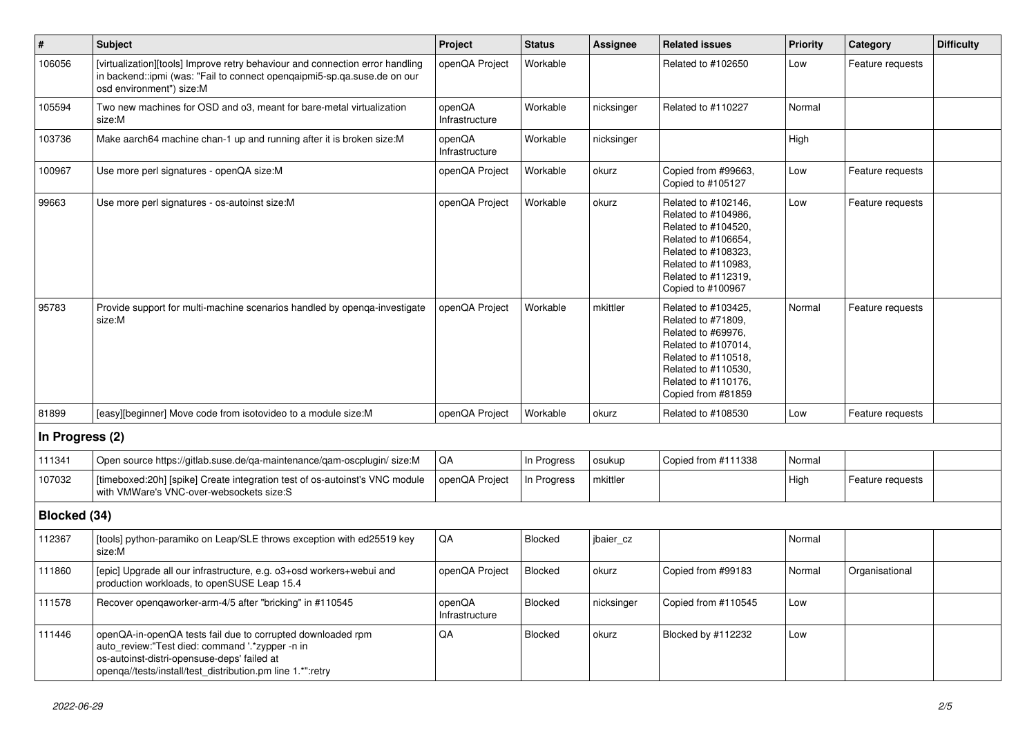| # | Subject | Project | Status | Assignee | Related issues | Priority | Category | Difficulty |
|---|---|---|---|---|---|---|---|---|
| 106056 | [virtualization][tools] Improve retry behaviour and connection error handling in backend::ipmi (was: "Fail to connect openqaipmi5-sp.qa.suse.de on our osd environment") size:M | openQA Project | Workable | | Related to #102650 | Low | Feature requests | |
| 105594 | Two new machines for OSD and o3, meant for bare-metal virtualization size:M | openQA Infrastructure | Workable | nicksinger | Related to #110227 | Normal | | |
| 103736 | Make aarch64 machine chan-1 up and running after it is broken size:M | openQA Infrastructure | Workable | nicksinger | | High | | |
| 100967 | Use more perl signatures - openQA size:M | openQA Project | Workable | okurz | Copied from #99663, Copied to #105127 | Low | Feature requests | |
| 99663 | Use more perl signatures - os-autoinst size:M | openQA Project | Workable | okurz | Related to #102146, Related to #104986, Related to #104520, Related to #106654, Related to #108323, Related to #110983, Related to #112319, Copied to #100967 | Low | Feature requests | |
| 95783 | Provide support for multi-machine scenarios handled by openqa-investigate size:M | openQA Project | Workable | mkittler | Related to #103425, Related to #71809, Related to #69976, Related to #107014, Related to #110518, Related to #110530, Related to #110176, Copied from #81859 | Normal | Feature requests | |
| 81899 | [easy][beginner] Move code from isotovideo to a module size:M | openQA Project | Workable | okurz | Related to #108530 | Low | Feature requests | |
| **In Progress (2)** | | | | | | | | |
| 111341 | Open source https://gitlab.suse.de/qa-maintenance/qam-oscplugin/ size:M | QA | In Progress | osukup | Copied from #111338 | Normal | | |
| 107032 | [timeboxed:20h] [spike] Create integration test of os-autoinst's VNC module with VMWare's VNC-over-websockets size:S | openQA Project | In Progress | mkittler | | High | Feature requests | |
| **Blocked (34)** | | | | | | | | |
| 112367 | [tools] python-paramiko on Leap/SLE throws exception with ed25519 key size:M | QA | Blocked | jbaier_cz | | Normal | | |
| 111860 | [epic] Upgrade all our infrastructure, e.g. o3+osd workers+webui and production workloads, to openSUSE Leap 15.4 | openQA Project | Blocked | okurz | Copied from #99183 | Normal | Organisational | |
| 111578 | Recover openqaworker-arm-4/5 after "bricking" in #110545 | openQA Infrastructure | Blocked | nicksinger | Copied from #110545 | Low | | |
| 111446 | openQA-in-openQA tests fail due to corrupted downloaded rpm auto_review:"Test died: command '.*zypper -n in os-autoinst-distri-opensuse-deps' failed at openqa//tests/install/test_distribution.pm line 1.*":retry | QA | Blocked | okurz | Blocked by #112232 | Low | | |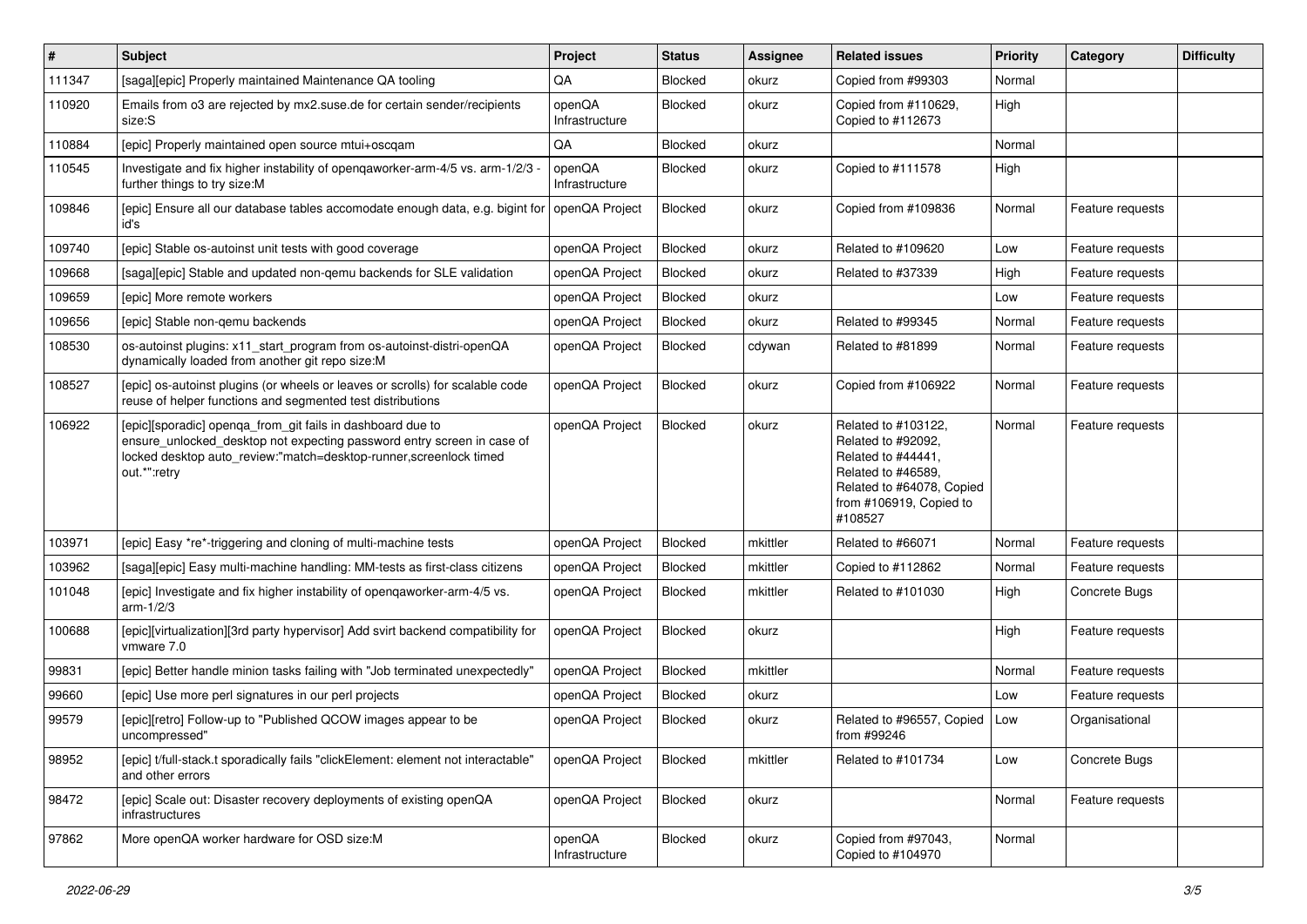| # | Subject | Project | Status | Assignee | Related issues | Priority | Category | Difficulty |
| --- | --- | --- | --- | --- | --- | --- | --- | --- |
| 111347 | [saga][epic] Properly maintained Maintenance QA tooling | QA | Blocked | okurz | Copied from #99303 | Normal | | |
| 110920 | Emails from o3 are rejected by mx2.suse.de for certain sender/recipients size:S | openQA Infrastructure | Blocked | okurz | Copied from #110629, Copied to #112673 | High | | |
| 110884 | [epic] Properly maintained open source mtui+oscqam | QA | Blocked | okurz | | Normal | | |
| 110545 | Investigate and fix higher instability of openqaworker-arm-4/5 vs. arm-1/2/3 - further things to try size:M | openQA Infrastructure | Blocked | okurz | Copied to #111578 | High | | |
| 109846 | [epic] Ensure all our database tables accomodate enough data, e.g. bigint for id's | openQA Project | Blocked | okurz | Copied from #109836 | Normal | Feature requests | |
| 109740 | [epic] Stable os-autoinst unit tests with good coverage | openQA Project | Blocked | okurz | Related to #109620 | Low | Feature requests | |
| 109668 | [saga][epic] Stable and updated non-qemu backends for SLE validation | openQA Project | Blocked | okurz | Related to #37339 | High | Feature requests | |
| 109659 | [epic] More remote workers | openQA Project | Blocked | okurz | | Low | Feature requests | |
| 109656 | [epic] Stable non-qemu backends | openQA Project | Blocked | okurz | Related to #99345 | Normal | Feature requests | |
| 108530 | os-autoinst plugins: x11_start_program from os-autoinst-distri-openQA dynamically loaded from another git repo size:M | openQA Project | Blocked | cdywan | Related to #81899 | Normal | Feature requests | |
| 108527 | [epic] os-autoinst plugins (or wheels or leaves or scrolls) for scalable code reuse of helper functions and segmented test distributions | openQA Project | Blocked | okurz | Copied from #106922 | Normal | Feature requests | |
| 106922 | [epic][sporadic] openqa_from_git fails in dashboard due to ensure_unlocked_desktop not expecting password entry screen in case of locked desktop auto_review:"match=desktop-runner,screenlock timed out.*":retry | openQA Project | Blocked | okurz | Related to #103122, Related to #92092, Related to #44441, Related to #46589, Related to #64078, Copied from #106919, Copied to #108527 | Normal | Feature requests | |
| 103971 | [epic] Easy *re*-triggering and cloning of multi-machine tests | openQA Project | Blocked | mkittler | Related to #66071 | Normal | Feature requests | |
| 103962 | [saga][epic] Easy multi-machine handling: MM-tests as first-class citizens | openQA Project | Blocked | mkittler | Copied to #112862 | Normal | Feature requests | |
| 101048 | [epic] Investigate and fix higher instability of openqaworker-arm-4/5 vs. arm-1/2/3 | openQA Project | Blocked | mkittler | Related to #101030 | High | Concrete Bugs | |
| 100688 | [epic][virtualization][3rd party hypervisor] Add svirt backend compatibility for vmware 7.0 | openQA Project | Blocked | okurz | | High | Feature requests | |
| 99831 | [epic] Better handle minion tasks failing with "Job terminated unexpectedly" | openQA Project | Blocked | mkittler | | Normal | Feature requests | |
| 99660 | [epic] Use more perl signatures in our perl projects | openQA Project | Blocked | okurz | | Low | Feature requests | |
| 99579 | [epic][retro] Follow-up to "Published QCOW images appear to be uncompressed" | openQA Project | Blocked | okurz | Related to #96557, Copied from #99246 | Low | Organisational | |
| 98952 | [epic] t/full-stack.t sporadically fails "clickElement: element not interactable" and other errors | openQA Project | Blocked | mkittler | Related to #101734 | Low | Concrete Bugs | |
| 98472 | [epic] Scale out: Disaster recovery deployments of existing openQA infrastructures | openQA Project | Blocked | okurz | | Normal | Feature requests | |
| 97862 | More openQA worker hardware for OSD size:M | openQA Infrastructure | Blocked | okurz | Copied from #97043, Copied to #104970 | Normal | | |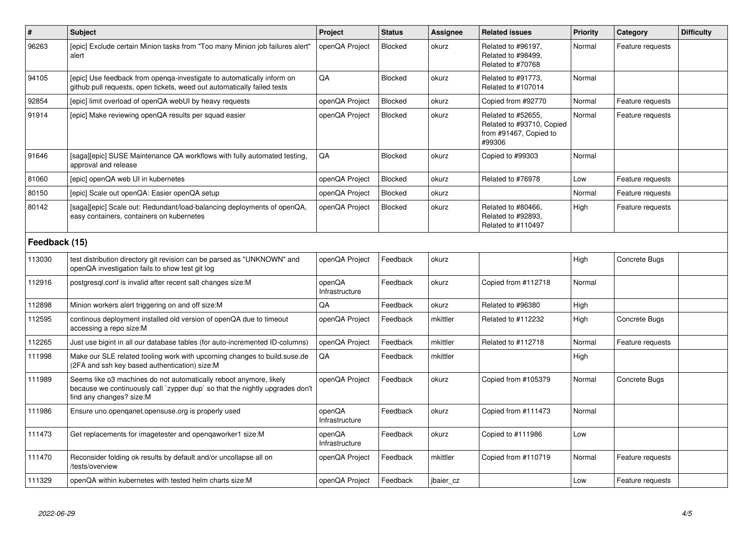| # | Subject | Project | Status | Assignee | Related issues | Priority | Category | Difficulty |
|---|---|---|---|---|---|---|---|---|
| 96263 | [epic] Exclude certain Minion tasks from "Too many Minion job failures alert" alert | openQA Project | Blocked | okurz | Related to #96197, Related to #98499, Related to #70768 | Normal | Feature requests | |
| 94105 | [epic] Use feedback from openqa-investigate to automatically inform on github pull requests, open tickets, weed out automatically failed tests | QA | Blocked | okurz | Related to #91773, Related to #107014 | Normal | | |
| 92854 | [epic] limit overload of openQA webUI by heavy requests | openQA Project | Blocked | okurz | Copied from #92770 | Normal | Feature requests | |
| 91914 | [epic] Make reviewing openQA results per squad easier | openQA Project | Blocked | okurz | Related to #52655, Related to #93710, Copied from #91467, Copied to #99306 | Normal | Feature requests | |
| 91646 | [saga][epic] SUSE Maintenance QA workflows with fully automated testing, approval and release | QA | Blocked | okurz | Copied to #99303 | Normal | | |
| 81060 | [epic] openQA web UI in kubernetes | openQA Project | Blocked | okurz | Related to #76978 | Low | Feature requests | |
| 80150 | [epic] Scale out openQA: Easier openQA setup | openQA Project | Blocked | okurz | | Normal | Feature requests | |
| 80142 | [saga][epic] Scale out: Redundant/load-balancing deployments of openQA, easy containers, containers on kubernetes | openQA Project | Blocked | okurz | Related to #80466, Related to #92893, Related to #110497 | High | Feature requests | |

## Feedback (15)

| # | Subject | Project | Status | Assignee | Related issues | Priority | Category | Difficulty |
|---|---|---|---|---|---|---|---|---|
| 113030 | test distribution directory git revision can be parsed as "UNKNOWN" and openQA investigation fails to show test git log | openQA Project | Feedback | okurz | | High | Concrete Bugs | |
| 112916 | postgresql.conf is invalid after recent salt changes size:M | openQA Infrastructure | Feedback | okurz | Copied from #112718 | Normal | | |
| 112898 | Minion workers alert triggering on and off size:M | QA | Feedback | okurz | Related to #96380 | High | | |
| 112595 | continous deployment installed old version of openQA due to timeout accessing a repo size:M | openQA Project | Feedback | mkittler | Related to #112232 | High | Concrete Bugs | |
| 112265 | Just use bigint in all our database tables (for auto-incremented ID-columns) | openQA Project | Feedback | mkittler | Related to #112718 | Normal | Feature requests | |
| 111998 | Make our SLE related tooling work with upcoming changes to build.suse.de (2FA and ssh key based authentication) size:M | QA | Feedback | mkittler | | High | | |
| 111989 | Seems like o3 machines do not automatically reboot anymore, likely because we continuously call `zypper dup` so that the nightly upgrades don't find any changes? size:M | openQA Project | Feedback | okurz | Copied from #105379 | Normal | Concrete Bugs | |
| 111986 | Ensure uno.openqanet.opensuse.org is properly used | openQA Infrastructure | Feedback | okurz | Copied from #111473 | Normal | | |
| 111473 | Get replacements for imagetester and openqaworker1 size:M | openQA Infrastructure | Feedback | okurz | Copied to #111986 | Low | | |
| 111470 | Reconsider folding ok results by default and/or uncollapse all on /tests/overview | openQA Project | Feedback | mkittler | Copied from #110719 | Normal | Feature requests | |
| 111329 | openQA within kubernetes with tested helm charts size:M | openQA Project | Feedback | jbaier_cz | | Low | Feature requests | |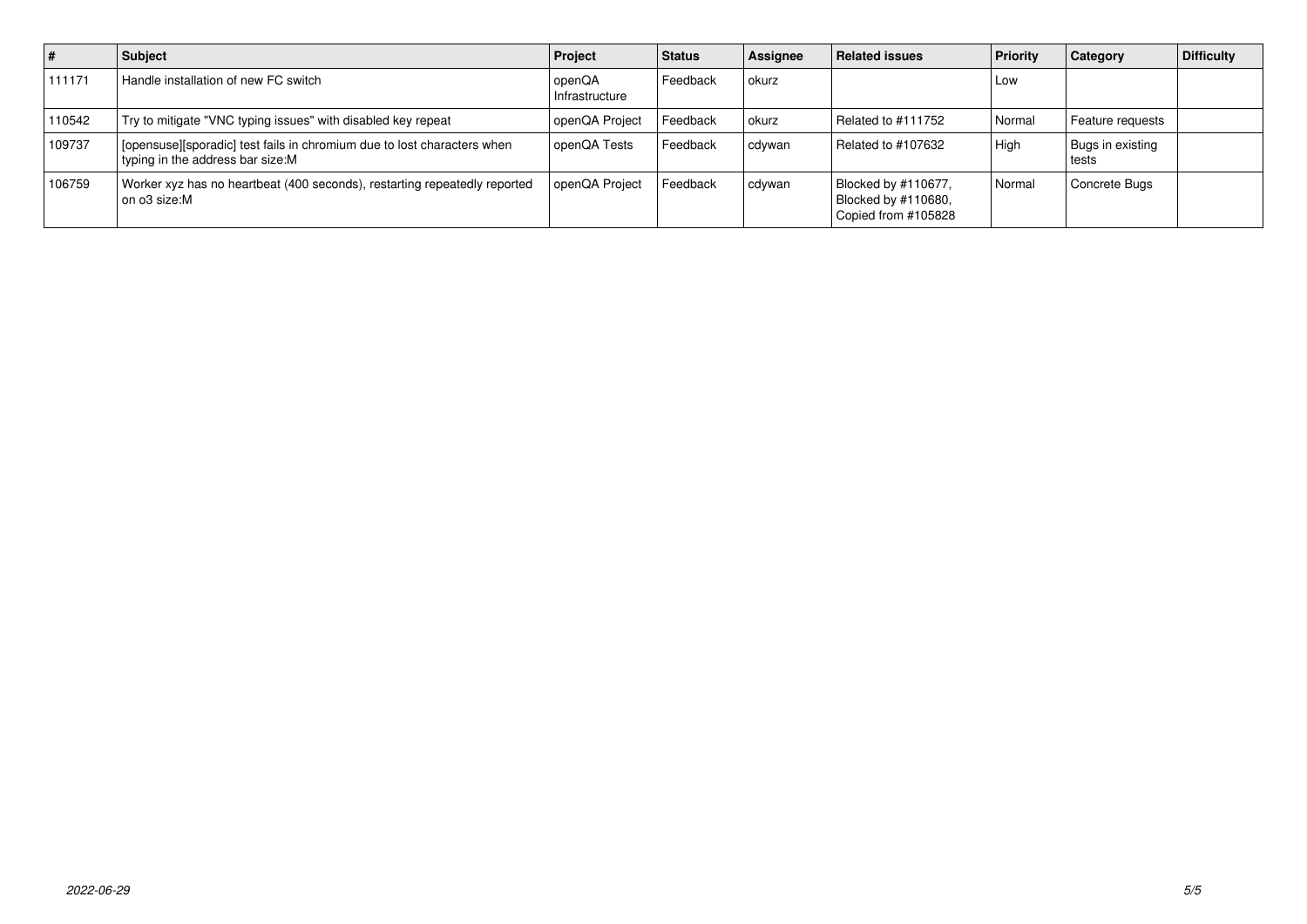| # | Subject | Project | Status | Assignee | Related issues | Priority | Category | Difficulty |
|---|---|---|---|---|---|---|---|---|
| 111171 | Handle installation of new FC switch | openQA Infrastructure | Feedback | okurz | | Low | | |
| 110542 | Try to mitigate "VNC typing issues" with disabled key repeat | openQA Project | Feedback | okurz | Related to #111752 | Normal | Feature requests | |
| 109737 | [opensuse][sporadic] test fails in chromium due to lost characters when typing in the address bar size:M | openQA Tests | Feedback | cdywan | Related to #107632 | High | Bugs in existing tests | |
| 106759 | Worker xyz has no heartbeat (400 seconds), restarting repeatedly reported on o3 size:M | openQA Project | Feedback | cdywan | Blocked by #110677, Blocked by #110680, Copied from #105828 | Normal | Concrete Bugs | |